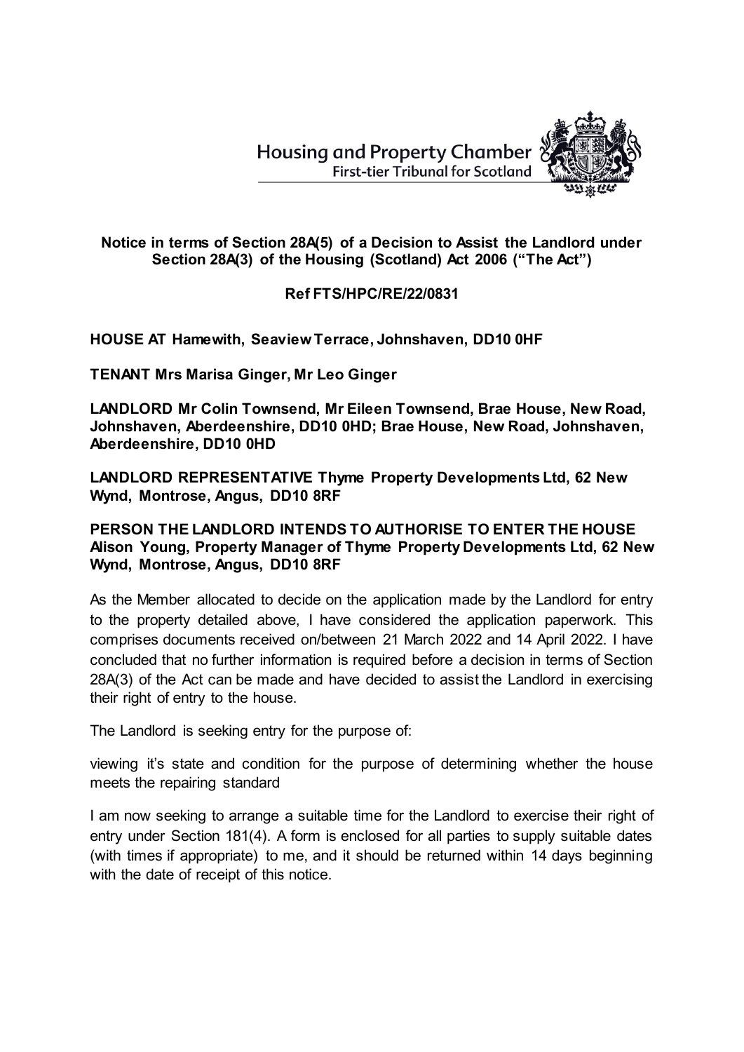Housing and Property Chamber
First-tier Tribunal for Scotland

**Notice in terms of Section 28A(5) of a Decision to Assist the Landlord under Section 28A(3) of the Housing (Scotland) Act 2006 ("The Act")**

**Ref FTS/HPC/RE/22/0831**

**HOUSE AT Hamewith, Seaview Terrace, Johnshaven, DD10 0HF**

**TENANT Mrs Marisa Ginger, Mr Leo Ginger**

**LANDLORD Mr Colin Townsend, Mr Eileen Townsend, Brae House, New Road, Johnshaven, Aberdeenshire, DD10 0HD; Brae House, New Road, Johnshaven, Aberdeenshire, DD10 0HD**

**LANDLORD REPRESENTATIVE Thyme Property Developments Ltd, 62 New Wynd, Montrose, Angus, DD10 8RF**

**PERSON THE LANDLORD INTENDS TO AUTHORISE TO ENTER THE HOUSE Alison Young, Property Manager of Thyme Property Developments Ltd, 62 New Wynd, Montrose, Angus, DD10 8RF**

As the Member allocated to decide on the application made by the Landlord for entry to the property detailed above, I have considered the application paperwork. This comprises documents received on/between 21 March 2022 and 14 April 2022. I have concluded that no further information is required before a decision in terms of Section 28A(3) of the Act can be made and have decided to assist the Landlord in exercising their right of entry to the house.

The Landlord is seeking entry for the purpose of:

viewing it's state and condition for the purpose of determining whether the house meets the repairing standard

I am now seeking to arrange a suitable time for the Landlord to exercise their right of entry under Section 181(4). A form is enclosed for all parties to supply suitable dates (with times if appropriate) to me, and it should be returned within 14 days beginning with the date of receipt of this notice.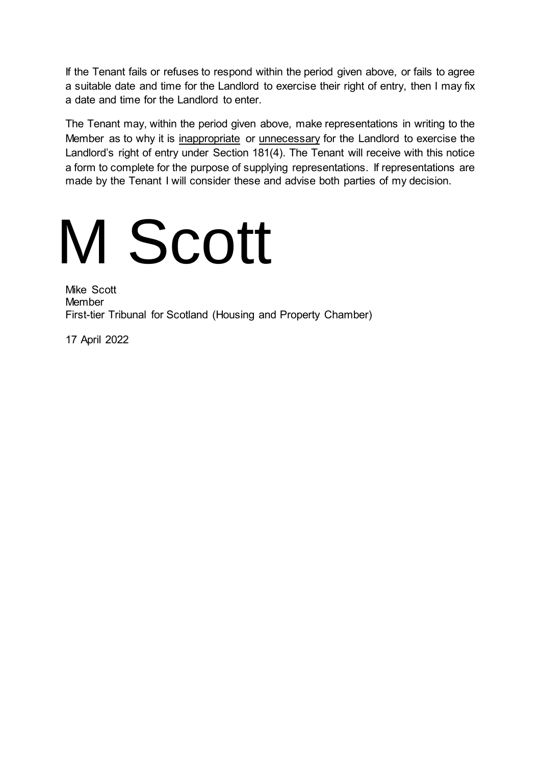If the Tenant fails or refuses to respond within the period given above, or fails to agree a suitable date and time for the Landlord to exercise their right of entry, then I may fix a date and time for the Landlord to enter.

The Tenant may, within the period given above, make representations in writing to the Member as to why it is <u>inappropriate</u> or <u>unnecessary</u> for the Landlord to exercise the Landlord's right of entry under Section 181(4). The Tenant will receive with this notice a form to complete for the purpose of supplying representations. If representations are made by the Tenant I will consider these and advise both parties of my decision.

M Scott

Mike Scott
Member
First-tier Tribunal for Scotland (Housing and Property Chamber)

17 April 2022